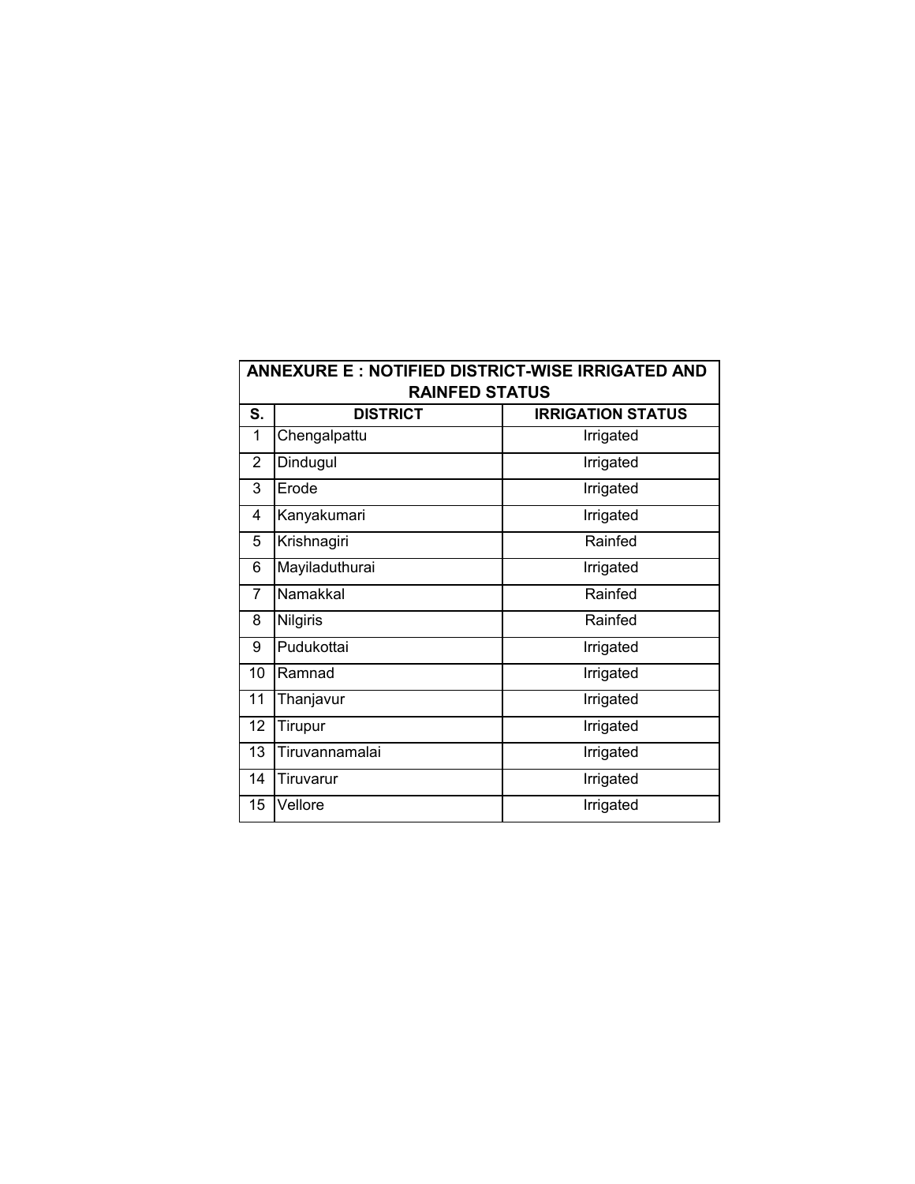| ANNEXURE E : NOTIFIED DISTRICT-WISE IRRIGATED AND RAINFED STATUS | | |
|---|---|---|
| **S.** | **DISTRICT** | **IRRIGATION STATUS** |
| 1 | Chengalpattu | Irrigated |
| 2 | Dindugul | Irrigated |
| 3 | Erode | Irrigated |
| 4 | Kanyakumari | Irrigated |
| 5 | Krishnagiri | Rainfed |
| 6 | Mayiladuthurai | Irrigated |
| 7 | Namakkal | Rainfed |
| 8 | Nilgiris | Rainfed |
| 9 | Pudukottai | Irrigated |
| 10 | Ramnad | Irrigated |
| 11 | Thanjavur | Irrigated |
| 12 | Tirupur | Irrigated |
| 13 | Tiruvannamalai | Irrigated |
| 14 | Tiruvarur | Irrigated |
| 15 | Vellore | Irrigated |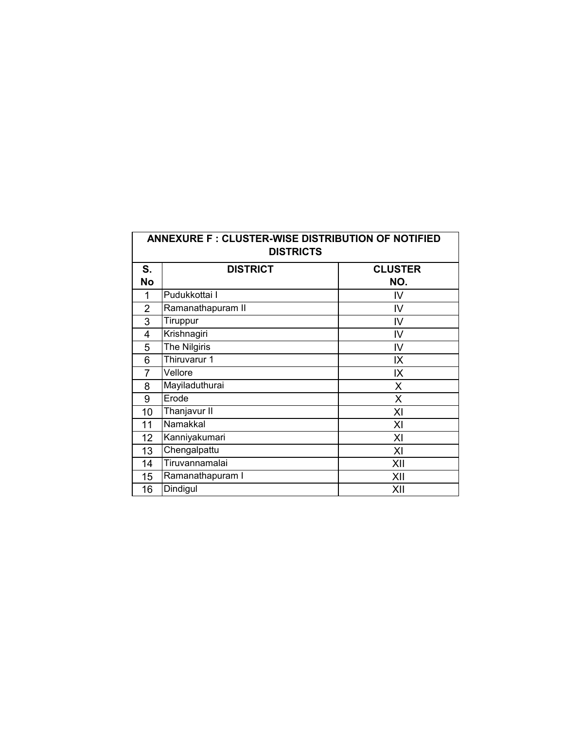## ANNEXURE F : CLUSTER-WISE DISTRIBUTION OF NOTIFIED DISTRICTS

| S. No | DISTRICT | CLUSTER NO. |
|---|---|---|
| 1 | Pudukkottai I | IV |
| 2 | Ramanathapuram II | IV |
| 3 | Tiruppur | IV |
| 4 | Krishnagiri | IV |
| 5 | The Nilgiris | IV |
| 6 | Thiruvarur 1 | IX |
| 7 | Vellore | IX |
| 8 | Mayiladuthurai | X |
| 9 | Erode | X |
| 10 | Thanjavur II | XI |
| 11 | Namakkal | XI |
| 12 | Kanniyakumari | XI |
| 13 | Chengalpattu | XI |
| 14 | Tiruvannamalai | XII |
| 15 | Ramanathapuram I | XII |
| 16 | Dindigul | XII |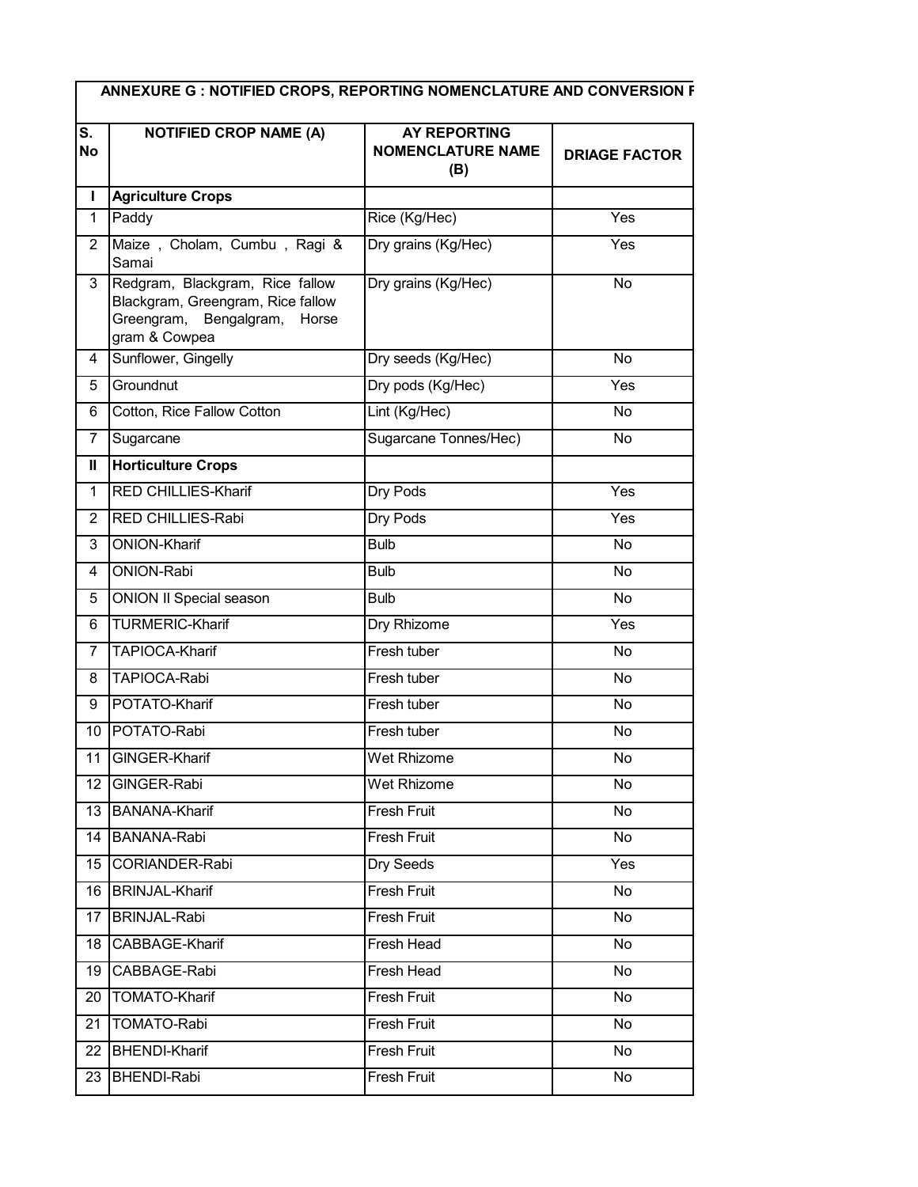**ANNEXURE G : NOTIFIED CROPS, REPORTING NOMENCLATURE AND CONVERSION F**

| S. No | NOTIFIED CROP NAME (A) | AY REPORTING NOMENCLATURE NAME (B) | DRIAGE FACTOR |
|---|---|---|---|
| **I** | **Agriculture Crops** | | |
| 1 | Paddy | Rice (Kg/Hec) | Yes |
| 2 | Maize , Cholam, Cumbu , Ragi & Samai | Dry grains (Kg/Hec) | Yes |
| 3 | Redgram, Blackgram, Rice fallow Blackgram, Greengram, Rice fallow Greengram, Bengalgram, Horse gram & Cowpea | Dry grains (Kg/Hec) | No |
| 4 | Sunflower, Gingelly | Dry seeds (Kg/Hec) | No |
| 5 | Groundnut | Dry pods (Kg/Hec) | Yes |
| 6 | Cotton, Rice Fallow Cotton | Lint (Kg/Hec) | No |
| 7 | Sugarcane | Sugarcane Tonnes/Hec) | No |
| **II** | **Horticulture Crops** | | |
| 1 | RED CHILLIES-Kharif | Dry Pods | Yes |
| 2 | RED CHILLIES-Rabi | Dry Pods | Yes |
| 3 | ONION-Kharif | Bulb | No |
| 4 | ONION-Rabi | Bulb | No |
| 5 | ONION II Special season | Bulb | No |
| 6 | TURMERIC-Kharif | Dry Rhizome | Yes |
| 7 | TAPIOCA-Kharif | Fresh tuber | No |
| 8 | TAPIOCA-Rabi | Fresh tuber | No |
| 9 | POTATO-Kharif | Fresh tuber | No |
| 10 | POTATO-Rabi | Fresh tuber | No |
| 11 | GINGER-Kharif | Wet Rhizome | No |
| 12 | GINGER-Rabi | Wet Rhizome | No |
| 13 | BANANA-Kharif | Fresh Fruit | No |
| 14 | BANANA-Rabi | Fresh Fruit | No |
| 15 | CORIANDER-Rabi | Dry Seeds | Yes |
| 16 | BRINJAL-Kharif | Fresh Fruit | No |
| 17 | BRINJAL-Rabi | Fresh Fruit | No |
| 18 | CABBAGE-Kharif | Fresh Head | No |
| 19 | CABBAGE-Rabi | Fresh Head | No |
| 20 | TOMATO-Kharif | Fresh Fruit | No |
| 21 | TOMATO-Rabi | Fresh Fruit | No |
| 22 | BHENDI-Kharif | Fresh Fruit | No |
| 23 | BHENDI-Rabi | Fresh Fruit | No |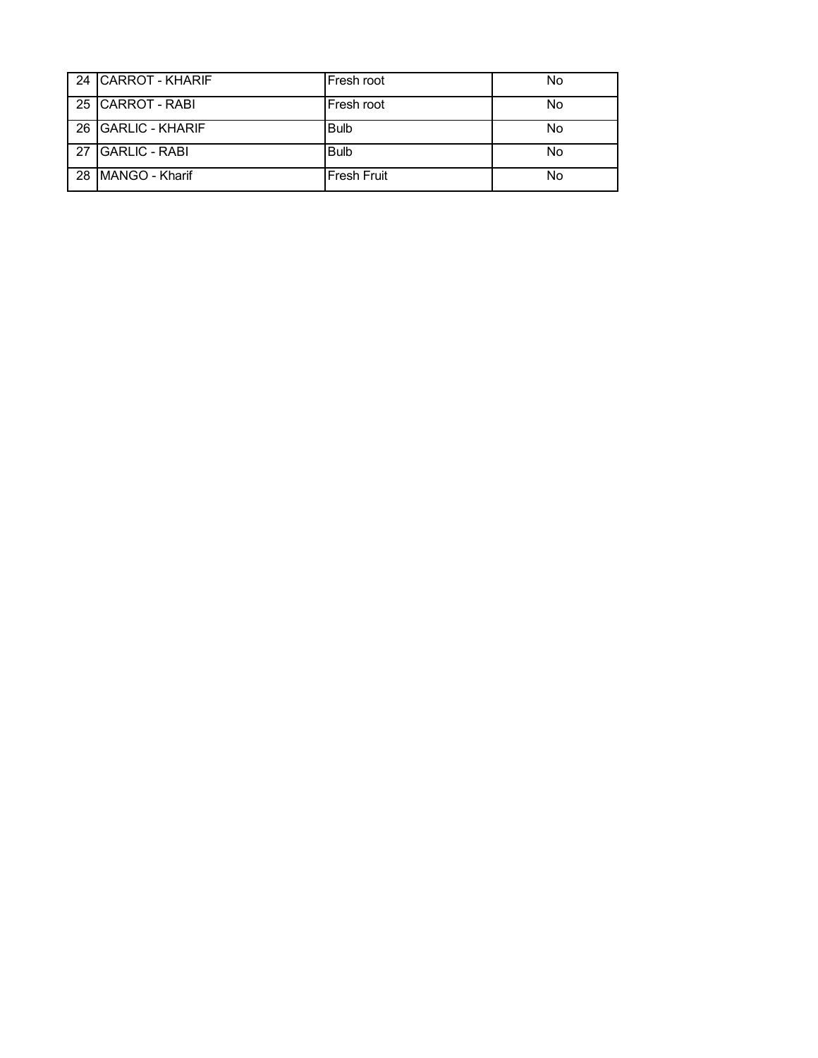| | | | |
|---|---|---|---|
| 24 | CARROT - KHARIF | Fresh root | No |
| 25 | CARROT - RABI | Fresh root | No |
| 26 | GARLIC - KHARIF | Bulb | No |
| 27 | GARLIC - RABI | Bulb | No |
| 28 | MANGO - Kharif | Fresh Fruit | No |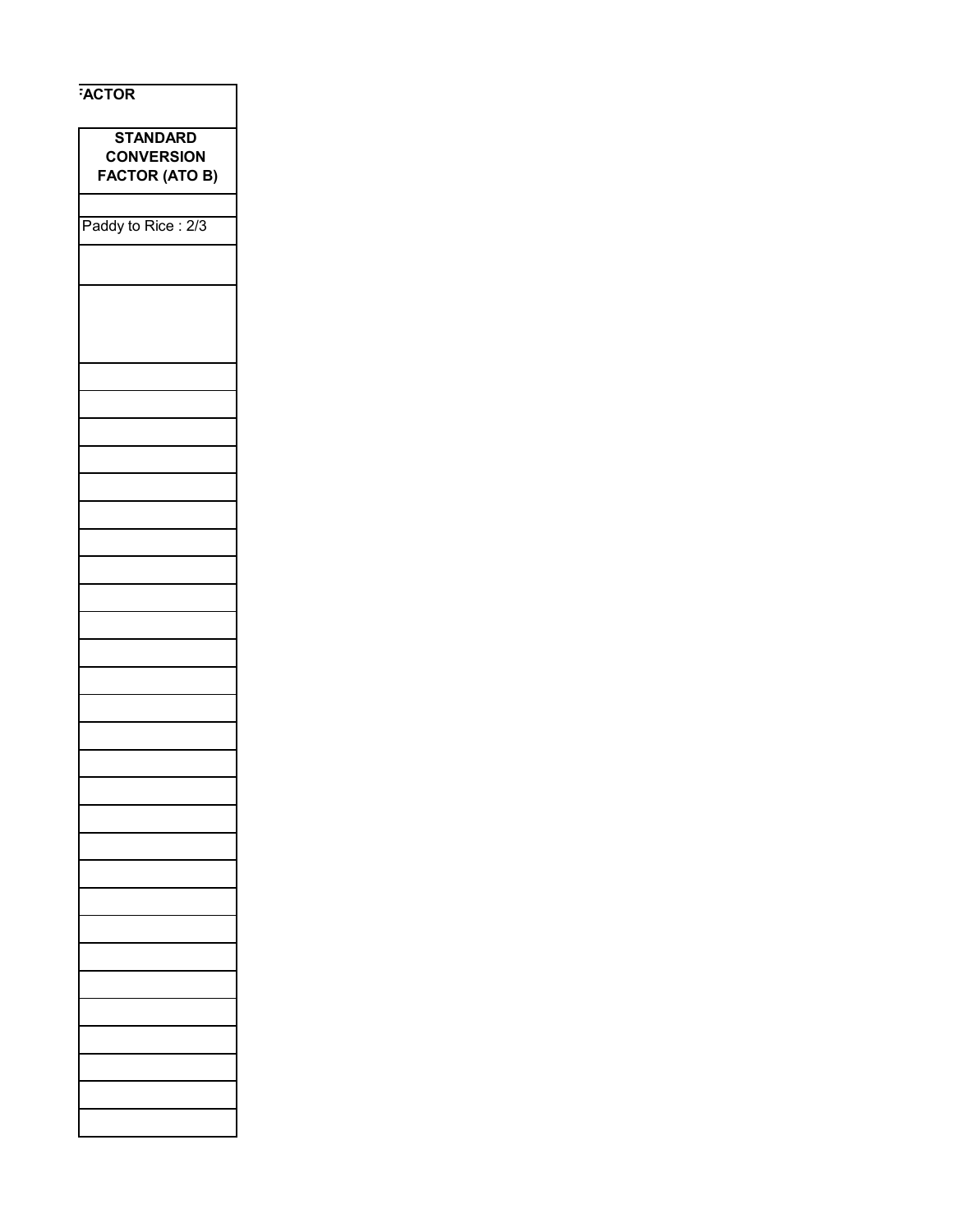| FACTOR |
|---|
| **STANDARD CONVERSION FACTOR (ATO B)** |
| |
| Paddy to Rice : 2/3 |
| |
| |
| |
| |
| |
| |
| |
| |
| |
| |
| |
| |
| |
| |
| |
| |
| |
| |
| |
| |
| |
| |
| |
| |
| |
| |
| |
| |
| |